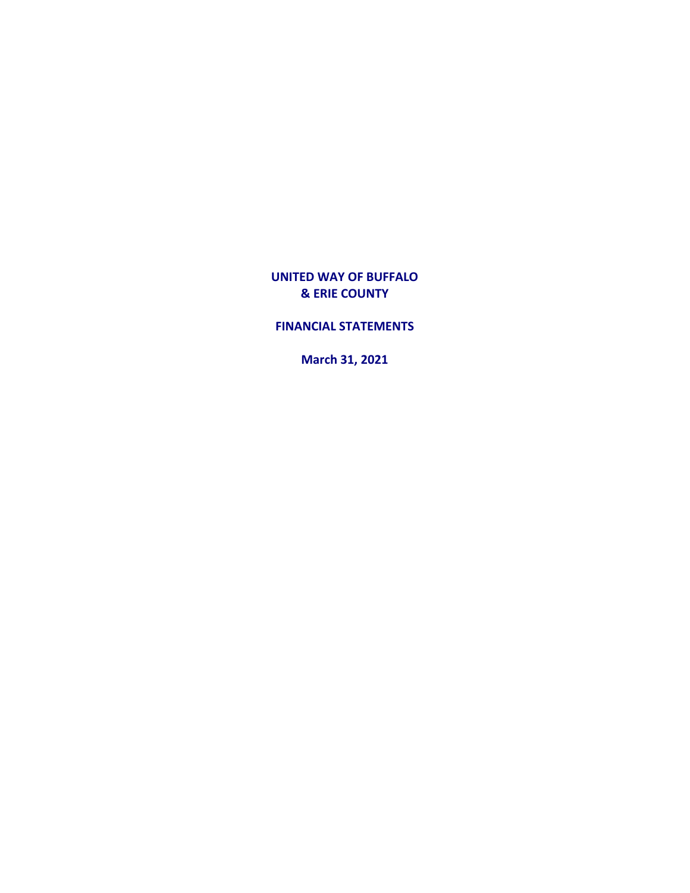# UNITED WAY OF BUFFALO & ERIE COUNTY

## FINANCIAL STATEMENTS

**March 31, 2021**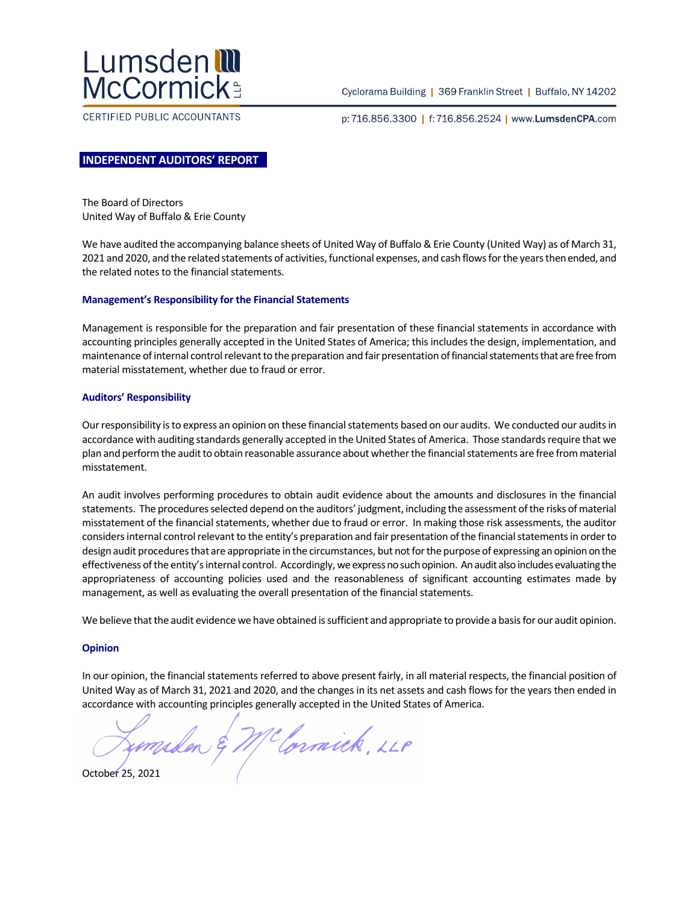Lumsden McCormick LLP

CERTIFIED PUBLIC ACCOUNTANTS

Cyclorama Building | 369 Franklin Street | Buffalo, NY 14202

p: 716.856.3300 | f: 716.856.2524 | www.LumsdenCPA.com

## INDEPENDENT AUDITORS' REPORT

The Board of Directors
United Way of Buffalo & Erie County

We have audited the accompanying balance sheets of United Way of Buffalo & Erie County (United Way) as of March 31, 2021 and 2020, and the related statements of activities, functional expenses, and cash flows for the years then ended, and the related notes to the financial statements.

### Management's Responsibility for the Financial Statements

Management is responsible for the preparation and fair presentation of these financial statements in accordance with accounting principles generally accepted in the United States of America; this includes the design, implementation, and maintenance of internal control relevant to the preparation and fair presentation of financial statements that are free from material misstatement, whether due to fraud or error.

### Auditors' Responsibility

Our responsibility is to express an opinion on these financial statements based on our audits. We conducted our audits in accordance with auditing standards generally accepted in the United States of America. Those standards require that we plan and perform the audit to obtain reasonable assurance about whether the financial statements are free from material misstatement.

An audit involves performing procedures to obtain audit evidence about the amounts and disclosures in the financial statements. The procedures selected depend on the auditors' judgment, including the assessment of the risks of material misstatement of the financial statements, whether due to fraud or error. In making those risk assessments, the auditor considers internal control relevant to the entity's preparation and fair presentation of the financial statements in order to design audit procedures that are appropriate in the circumstances, but not for the purpose of expressing an opinion on the effectiveness of the entity's internal control. Accordingly, we express no such opinion. An audit also includes evaluating the appropriateness of accounting policies used and the reasonableness of significant accounting estimates made by management, as well as evaluating the overall presentation of the financial statements.

We believe that the audit evidence we have obtained is sufficient and appropriate to provide a basis for our audit opinion.

### Opinion

In our opinion, the financial statements referred to above present fairly, in all material respects, the financial position of United Way as of March 31, 2021 and 2020, and the changes in its net assets and cash flows for the years then ended in accordance with accounting principles generally accepted in the United States of America.

Lumsden & McCormick, LLP

October 25, 2021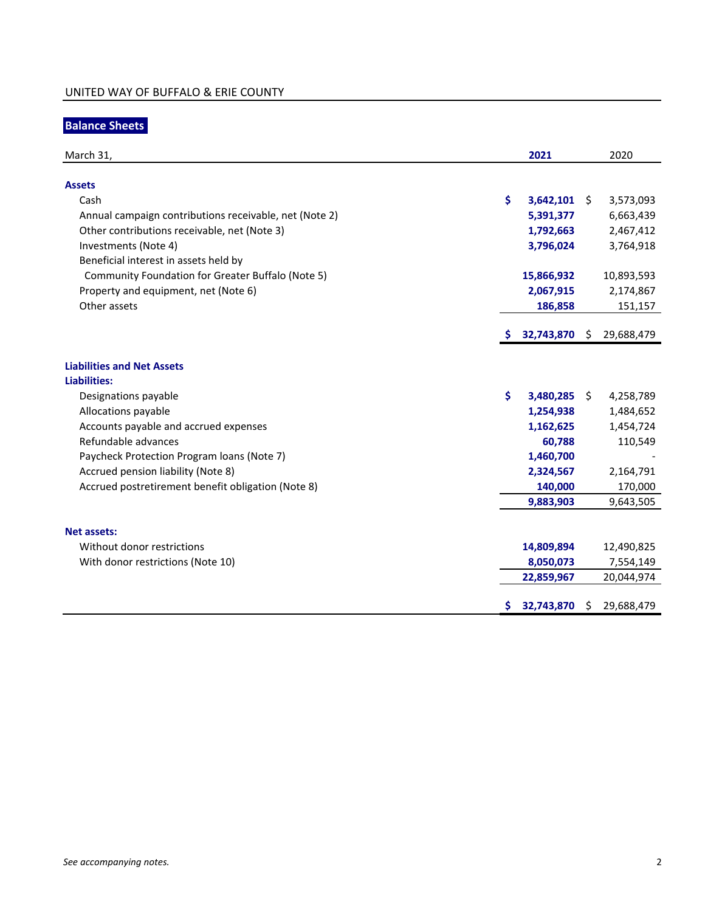UNITED WAY OF BUFFALO & ERIE COUNTY

## Balance Sheets

| March 31, | 2021 | 2020 |
|---|---|---|
| **Assets** | | |
| Cash | $ 3,642,101 | $ 3,573,093 |
| Annual campaign contributions receivable, net (Note 2) | 5,391,377 | 6,663,439 |
| Other contributions receivable, net (Note 3) | 1,792,663 | 2,467,412 |
| Investments (Note 4) | 3,796,024 | 3,764,918 |
| Beneficial interest in assets held by Community Foundation for Greater Buffalo (Note 5) | 15,866,932 | 10,893,593 |
| Property and equipment, net (Note 6) | 2,067,915 | 2,174,867 |
| Other assets | 186,858 | 151,157 |
| | $ 32,743,870 | $ 29,688,479 |
| **Liabilities and Net Assets** | | |
| **Liabilities:** | | |
| Designations payable | $ 3,480,285 | $ 4,258,789 |
| Allocations payable | 1,254,938 | 1,484,652 |
| Accounts payable and accrued expenses | 1,162,625 | 1,454,724 |
| Refundable advances | 60,788 | 110,549 |
| Paycheck Protection Program loans (Note 7) | 1,460,700 | - |
| Accrued pension liability (Note 8) | 2,324,567 | 2,164,791 |
| Accrued postretirement benefit obligation (Note 8) | 140,000 | 170,000 |
| | 9,883,903 | 9,643,505 |
| **Net assets:** | | |
| Without donor restrictions | 14,809,894 | 12,490,825 |
| With donor restrictions (Note 10) | 8,050,073 | 7,554,149 |
| | 22,859,967 | 20,044,974 |
| | $ 32,743,870 | $ 29,688,479 |

*See accompanying notes.*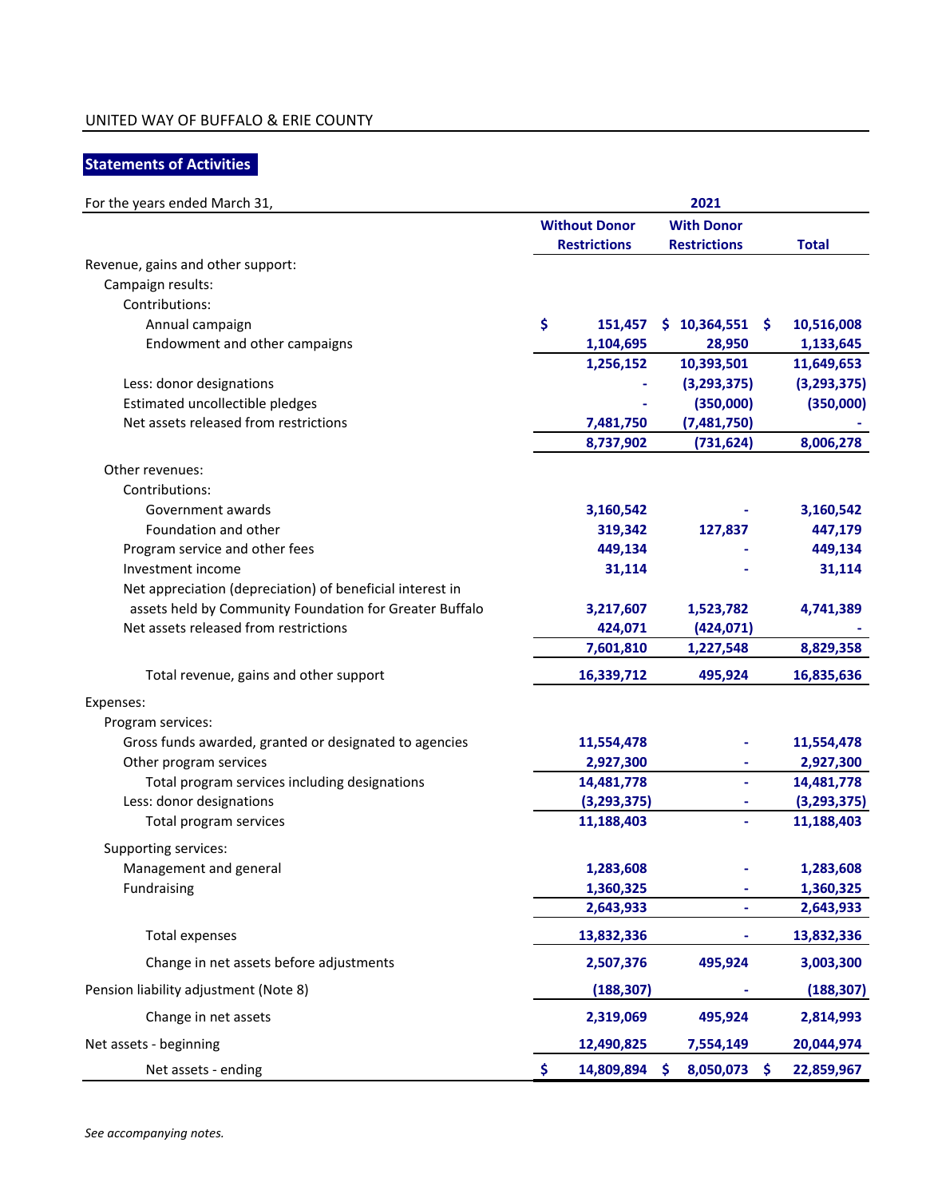UNITED WAY OF BUFFALO & ERIE COUNTY

## Statements of Activities

| For the years ended March 31, | 2021 | | |
|---|---|---|---|
| | Without Donor Restrictions | With Donor Restrictions | Total |
| Revenue, gains and other support: | | | |
| Campaign results: | | | |
| Contributions: | | | |
| Annual campaign | $ 151,457 | $ 10,364,551 | $ 10,516,008 |
| Endowment and other campaigns | 1,104,695 | 28,950 | 1,133,645 |
| | 1,256,152 | 10,393,501 | 11,649,653 |
| Less: donor designations | - | (3,293,375) | (3,293,375) |
| Estimated uncollectible pledges | - | (350,000) | (350,000) |
| Net assets released from restrictions | 7,481,750 | (7,481,750) | - |
| | 8,737,902 | (731,624) | 8,006,278 |
| Other revenues: | | | |
| Contributions: | | | |
| Government awards | 3,160,542 | - | 3,160,542 |
| Foundation and other | 319,342 | 127,837 | 447,179 |
| Program service and other fees | 449,134 | - | 449,134 |
| Investment income | 31,114 | - | 31,114 |
| Net appreciation (depreciation) of beneficial interest in assets held by Community Foundation for Greater Buffalo | 3,217,607 | 1,523,782 | 4,741,389 |
| Net assets released from restrictions | 424,071 | (424,071) | - |
| | 7,601,810 | 1,227,548 | 8,829,358 |
| Total revenue, gains and other support | 16,339,712 | 495,924 | 16,835,636 |
| Expenses: | | | |
| Program services: | | | |
| Gross funds awarded, granted or designated to agencies | 11,554,478 | - | 11,554,478 |
| Other program services | 2,927,300 | - | 2,927,300 |
| Total program services including designations | 14,481,778 | - | 14,481,778 |
| Less: donor designations | (3,293,375) | - | (3,293,375) |
| Total program services | 11,188,403 | - | 11,188,403 |
| Supporting services: | | | |
| Management and general | 1,283,608 | - | 1,283,608 |
| Fundraising | 1,360,325 | - | 1,360,325 |
| | 2,643,933 | - | 2,643,933 |
| Total expenses | 13,832,336 | - | 13,832,336 |
| Change in net assets before adjustments | 2,507,376 | 495,924 | 3,003,300 |
| Pension liability adjustment (Note 8) | (188,307) | - | (188,307) |
| Change in net assets | 2,319,069 | 495,924 | 2,814,993 |
| Net assets - beginning | 12,490,825 | 7,554,149 | 20,044,974 |
| Net assets - ending | $ 14,809,894 | $ 8,050,073 | $ 22,859,967 |

*See accompanying notes.*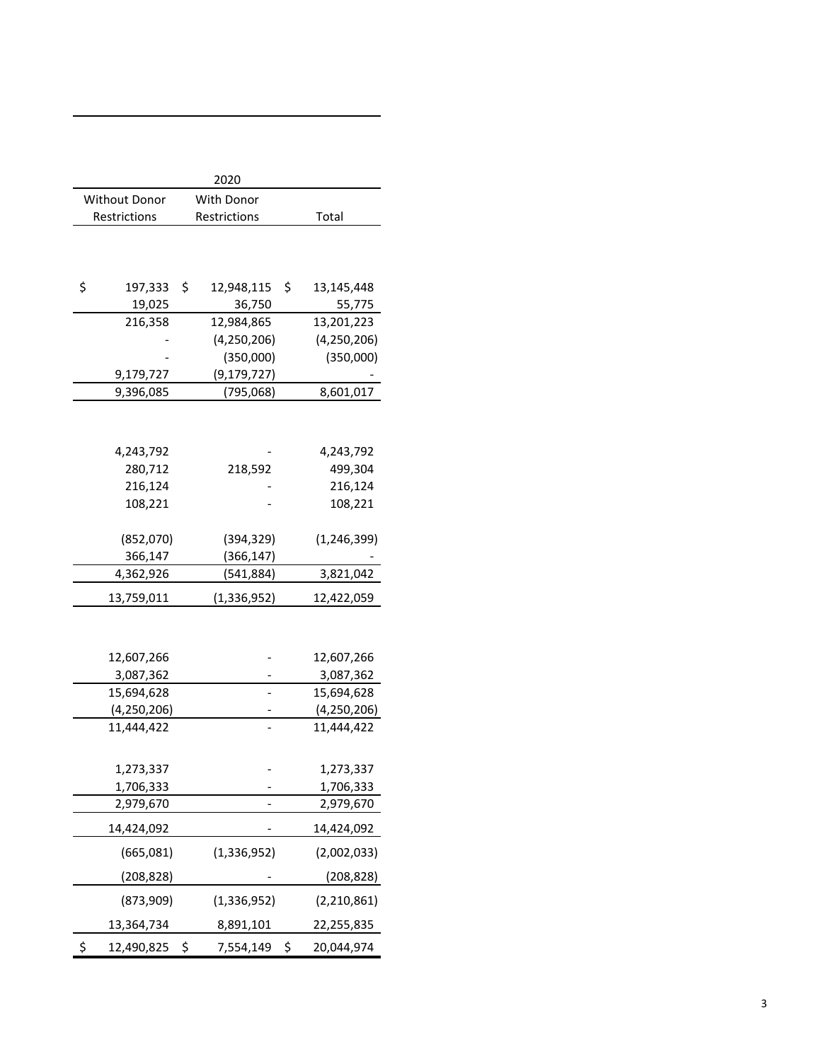| 2020 | | |
|---|---|---|
| Without Donor Restrictions | With Donor Restrictions | Total |
| | | |
| $ 197,333 | $ 12,948,115 | $ 13,145,448 |
| 19,025 | 36,750 | 55,775 |
| 216,358 | 12,984,865 | 13,201,223 |
| - | (4,250,206) | (4,250,206) |
| - | (350,000) | (350,000) |
| 9,179,727 | (9,179,727) | - |
| 9,396,085 | (795,068) | 8,601,017 |
| | | |
| 4,243,792 | - | 4,243,792 |
| 280,712 | 218,592 | 499,304 |
| 216,124 | - | 216,124 |
| 108,221 | - | 108,221 |
| | | |
| (852,070) | (394,329) | (1,246,399) |
| 366,147 | (366,147) | - |
| 4,362,926 | (541,884) | 3,821,042 |
| 13,759,011 | (1,336,952) | 12,422,059 |
| | | |
| 12,607,266 | - | 12,607,266 |
| 3,087,362 | - | 3,087,362 |
| 15,694,628 | - | 15,694,628 |
| (4,250,206) | - | (4,250,206) |
| 11,444,422 | - | 11,444,422 |
| | | |
| 1,273,337 | - | 1,273,337 |
| 1,706,333 | - | 1,706,333 |
| 2,979,670 | - | 2,979,670 |
| 14,424,092 | - | 14,424,092 |
| (665,081) | (1,336,952) | (2,002,033) |
| (208,828) | - | (208,828) |
| (873,909) | (1,336,952) | (2,210,861) |
| 13,364,734 | 8,891,101 | 22,255,835 |
| $ 12,490,825 | $ 7,554,149 | $ 20,044,974 |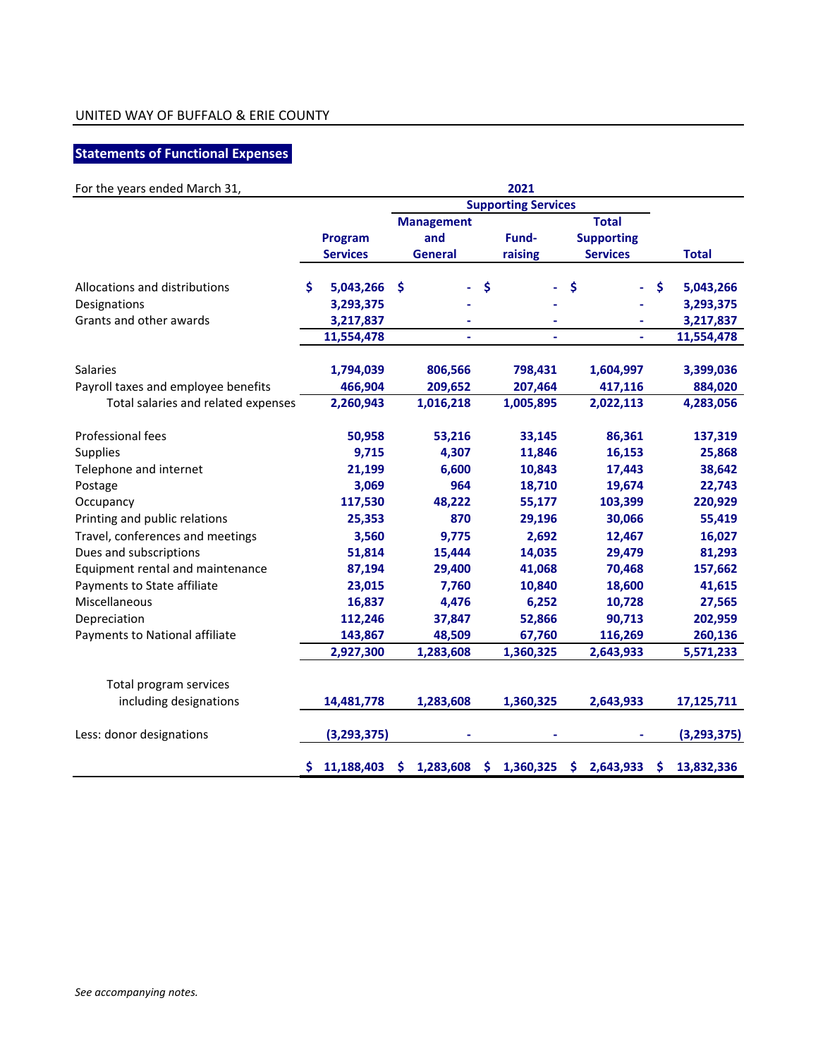UNITED WAY OF BUFFALO & ERIE COUNTY

## Statements of Functional Expenses

For the years ended March 31,

| | 2021 | | | | |
|---|---|---|---|---|---|
| | | Supporting Services | | | |
| | Program Services | Management and General | Fund-raising | Total Supporting Services | Total |
| Allocations and distributions | $ 5,043,266 | $ - | $ - | $ - | $ 5,043,266 |
| Designations | 3,293,375 | - | - | - | 3,293,375 |
| Grants and other awards | 3,217,837 | - | - | - | 3,217,837 |
| | 11,554,478 | - | - | - | 11,554,478 |
| Salaries | 1,794,039 | 806,566 | 798,431 | 1,604,997 | 3,399,036 |
| Payroll taxes and employee benefits | 466,904 | 209,652 | 207,464 | 417,116 | 884,020 |
| Total salaries and related expenses | 2,260,943 | 1,016,218 | 1,005,895 | 2,022,113 | 4,283,056 |
| Professional fees | 50,958 | 53,216 | 33,145 | 86,361 | 137,319 |
| Supplies | 9,715 | 4,307 | 11,846 | 16,153 | 25,868 |
| Telephone and internet | 21,199 | 6,600 | 10,843 | 17,443 | 38,642 |
| Postage | 3,069 | 964 | 18,710 | 19,674 | 22,743 |
| Occupancy | 117,530 | 48,222 | 55,177 | 103,399 | 220,929 |
| Printing and public relations | 25,353 | 870 | 29,196 | 30,066 | 55,419 |
| Travel, conferences and meetings | 3,560 | 9,775 | 2,692 | 12,467 | 16,027 |
| Dues and subscriptions | 51,814 | 15,444 | 14,035 | 29,479 | 81,293 |
| Equipment rental and maintenance | 87,194 | 29,400 | 41,068 | 70,468 | 157,662 |
| Payments to State affiliate | 23,015 | 7,760 | 10,840 | 18,600 | 41,615 |
| Miscellaneous | 16,837 | 4,476 | 6,252 | 10,728 | 27,565 |
| Depreciation | 112,246 | 37,847 | 52,866 | 90,713 | 202,959 |
| Payments to National affiliate | 143,867 | 48,509 | 67,760 | 116,269 | 260,136 |
| | 2,927,300 | 1,283,608 | 1,360,325 | 2,643,933 | 5,571,233 |
| Total program services including designations | 14,481,778 | 1,283,608 | 1,360,325 | 2,643,933 | 17,125,711 |
| Less: donor designations | (3,293,375) | - | - | - | (3,293,375) |
| | $ 11,188,403 | $ 1,283,608 | $ 1,360,325 | $ 2,643,933 | $ 13,832,336 |

*See accompanying notes.*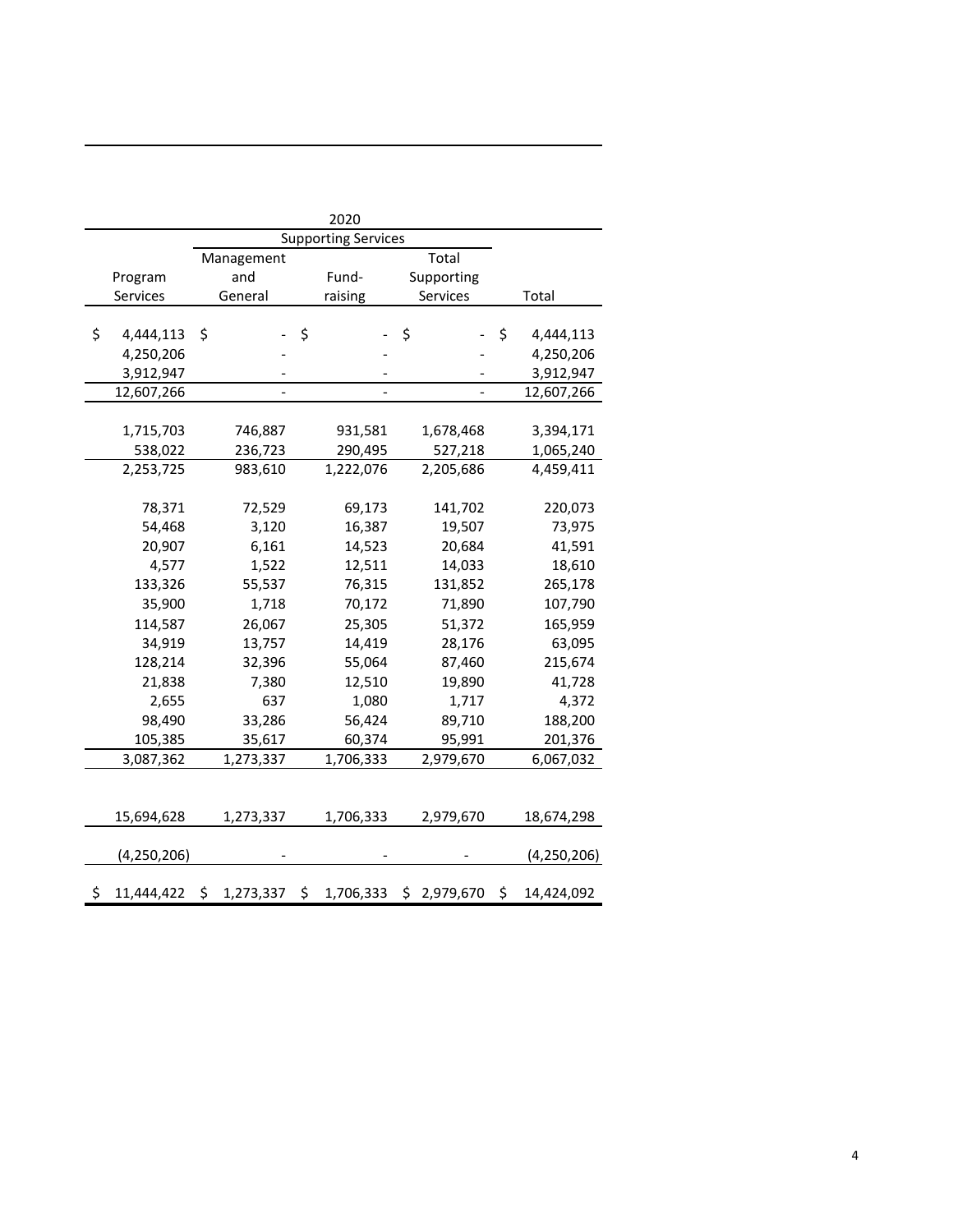| 2020 | | | | | |
|---|---|---|---|---|---|
| | Supporting Services | | | | |
| Program Services | Management and General | Fund-raising | Total Supporting Services | Total | |
| $ 4,444,113 | $ - | $ - | $ - | $ 4,444,113 | |
| 4,250,206 | - | - | - | 4,250,206 | |
| 3,912,947 | - | - | - | 3,912,947 | |
| 12,607,266 | - | - | - | 12,607,266 | |
| 1,715,703 | 746,887 | 931,581 | 1,678,468 | 3,394,171 | |
| 538,022 | 236,723 | 290,495 | 527,218 | 1,065,240 | |
| 2,253,725 | 983,610 | 1,222,076 | 2,205,686 | 4,459,411 | |
| 78,371 | 72,529 | 69,173 | 141,702 | 220,073 | |
| 54,468 | 3,120 | 16,387 | 19,507 | 73,975 | |
| 20,907 | 6,161 | 14,523 | 20,684 | 41,591 | |
| 4,577 | 1,522 | 12,511 | 14,033 | 18,610 | |
| 133,326 | 55,537 | 76,315 | 131,852 | 265,178 | |
| 35,900 | 1,718 | 70,172 | 71,890 | 107,790 | |
| 114,587 | 26,067 | 25,305 | 51,372 | 165,959 | |
| 34,919 | 13,757 | 14,419 | 28,176 | 63,095 | |
| 128,214 | 32,396 | 55,064 | 87,460 | 215,674 | |
| 21,838 | 7,380 | 12,510 | 19,890 | 41,728 | |
| 2,655 | 637 | 1,080 | 1,717 | 4,372 | |
| 98,490 | 33,286 | 56,424 | 89,710 | 188,200 | |
| 105,385 | 35,617 | 60,374 | 95,991 | 201,376 | |
| 3,087,362 | 1,273,337 | 1,706,333 | 2,979,670 | 6,067,032 | |
| 15,694,628 | 1,273,337 | 1,706,333 | 2,979,670 | 18,674,298 | |
| (4,250,206) | - | - | - | (4,250,206) | |
| $ 11,444,422 | $ 1,273,337 | $ 1,706,333 | $ 2,979,670 | $ 14,424,092 | |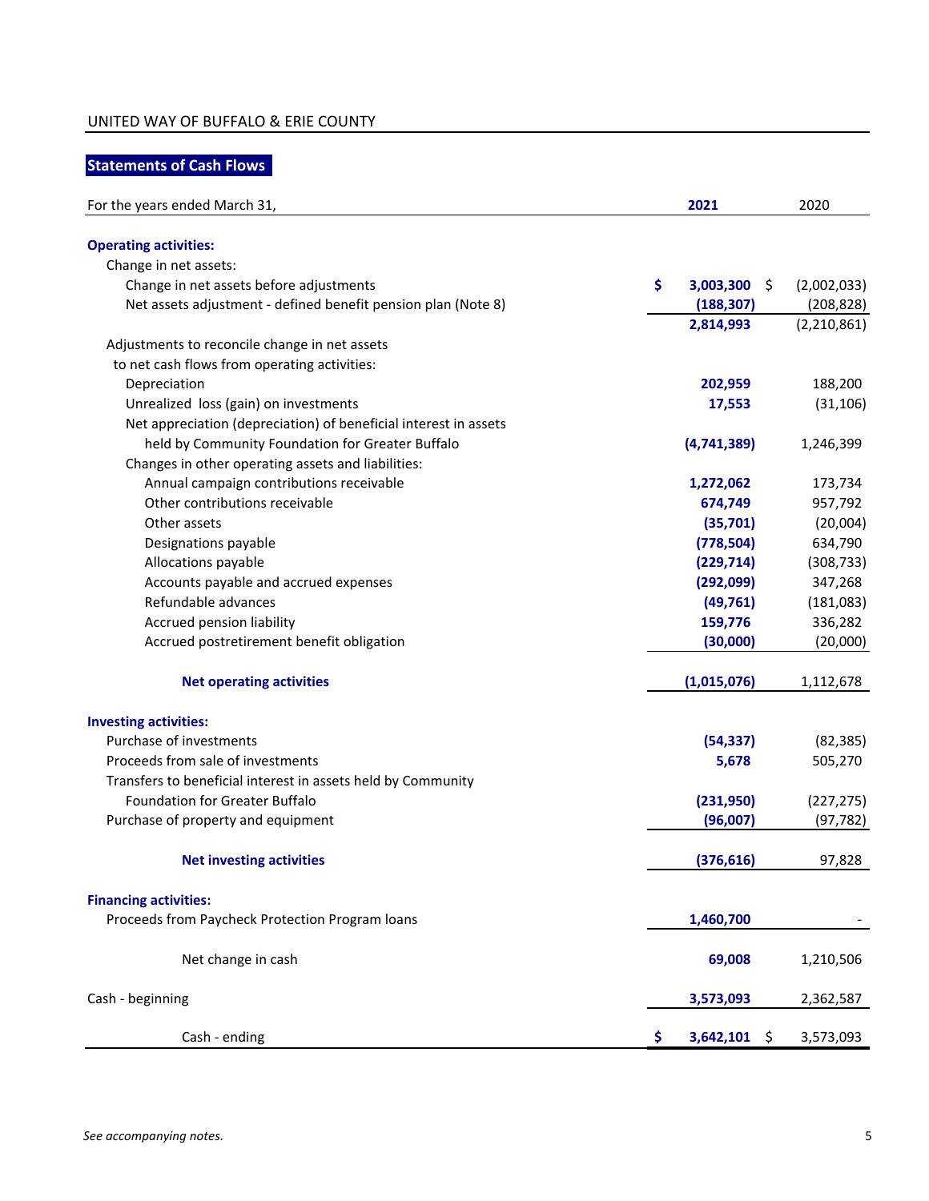UNITED WAY OF BUFFALO & ERIE COUNTY

## Statements of Cash Flows

| For the years ended March 31, | 2021 | 2020 |
|---|---|---|
| **Operating activities:** | | |
| Change in net assets: | | |
| Change in net assets before adjustments | $ 3,003,300 | $ (2,002,033) |
| Net assets adjustment - defined benefit pension plan (Note 8) | (188,307) | (208,828) |
| | 2,814,993 | (2,210,861) |
| Adjustments to reconcile change in net assets to net cash flows from operating activities: | | |
| Depreciation | 202,959 | 188,200 |
| Unrealized loss (gain) on investments | 17,553 | (31,106) |
| Net appreciation (depreciation) of beneficial interest in assets held by Community Foundation for Greater Buffalo | (4,741,389) | 1,246,399 |
| Changes in other operating assets and liabilities: | | |
| Annual campaign contributions receivable | 1,272,062 | 173,734 |
| Other contributions receivable | 674,749 | 957,792 |
| Other assets | (35,701) | (20,004) |
| Designations payable | (778,504) | 634,790 |
| Allocations payable | (229,714) | (308,733) |
| Accounts payable and accrued expenses | (292,099) | 347,268 |
| Refundable advances | (49,761) | (181,083) |
| Accrued pension liability | 159,776 | 336,282 |
| Accrued postretirement benefit obligation | (30,000) | (20,000) |
| **Net operating activities** | (1,015,076) | 1,112,678 |
| **Investing activities:** | | |
| Purchase of investments | (54,337) | (82,385) |
| Proceeds from sale of investments | 5,678 | 505,270 |
| Transfers to beneficial interest in assets held by Community Foundation for Greater Buffalo | (231,950) | (227,275) |
| Purchase of property and equipment | (96,007) | (97,782) |
| **Net investing activities** | (376,616) | 97,828 |
| **Financing activities:** | | |
| Proceeds from Paycheck Protection Program loans | 1,460,700 | - |
| Net change in cash | 69,008 | 1,210,506 |
| Cash - beginning | 3,573,093 | 2,362,587 |
| Cash - ending | $ 3,642,101 | $ 3,573,093 |

*See accompanying notes.*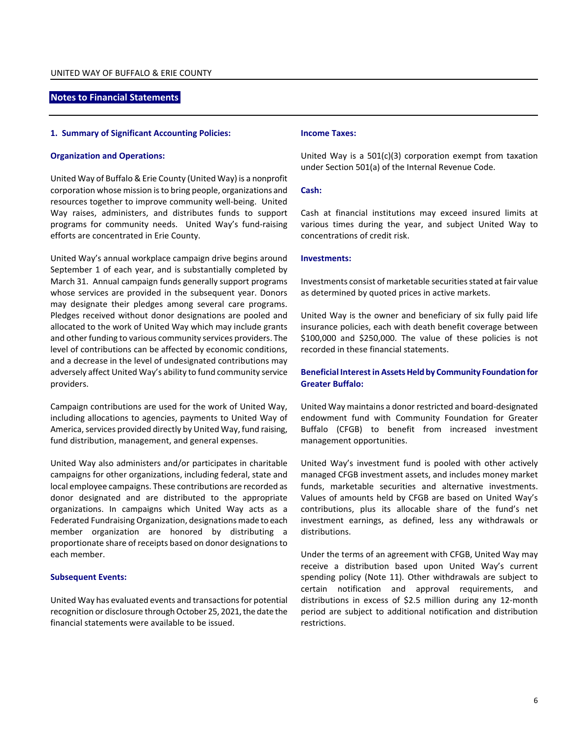## Notes to Financial Statements

### 1. Summary of Significant Accounting Policies:

#### Organization and Operations:

United Way of Buffalo & Erie County (United Way) is a nonprofit corporation whose mission is to bring people, organizations and resources together to improve community well-being. United Way raises, administers, and distributes funds to support programs for community needs. United Way's fund-raising efforts are concentrated in Erie County.

United Way's annual workplace campaign drive begins around September 1 of each year, and is substantially completed by March 31. Annual campaign funds generally support programs whose services are provided in the subsequent year. Donors may designate their pledges among several care programs. Pledges received without donor designations are pooled and allocated to the work of United Way which may include grants and other funding to various community services providers. The level of contributions can be affected by economic conditions, and a decrease in the level of undesignated contributions may adversely affect United Way's ability to fund community service providers.

Campaign contributions are used for the work of United Way, including allocations to agencies, payments to United Way of America, services provided directly by United Way, fund raising, fund distribution, management, and general expenses.

United Way also administers and/or participates in charitable campaigns for other organizations, including federal, state and local employee campaigns. These contributions are recorded as donor designated and are distributed to the appropriate organizations. In campaigns which United Way acts as a Federated Fundraising Organization, designations made to each member organization are honored by distributing a proportionate share of receipts based on donor designations to each member.

#### Subsequent Events:

United Way has evaluated events and transactions for potential recognition or disclosure through October 25, 2021, the date the financial statements were available to be issued.

#### Income Taxes:

United Way is a 501(c)(3) corporation exempt from taxation under Section 501(a) of the Internal Revenue Code.

#### Cash:

Cash at financial institutions may exceed insured limits at various times during the year, and subject United Way to concentrations of credit risk.

#### Investments:

Investments consist of marketable securities stated at fair value as determined by quoted prices in active markets.

United Way is the owner and beneficiary of six fully paid life insurance policies, each with death benefit coverage between $100,000 and $250,000. The value of these policies is not recorded in these financial statements.

#### Beneficial Interest in Assets Held by Community Foundation for Greater Buffalo:

United Way maintains a donor restricted and board-designated endowment fund with Community Foundation for Greater Buffalo (CFGB) to benefit from increased investment management opportunities.

United Way's investment fund is pooled with other actively managed CFGB investment assets, and includes money market funds, marketable securities and alternative investments. Values of amounts held by CFGB are based on United Way's contributions, plus its allocable share of the fund's net investment earnings, as defined, less any withdrawals or distributions.

Under the terms of an agreement with CFGB, United Way may receive a distribution based upon United Way's current spending policy (Note 11). Other withdrawals are subject to certain notification and approval requirements, and distributions in excess of $2.5 million during any 12-month period are subject to additional notification and distribution restrictions.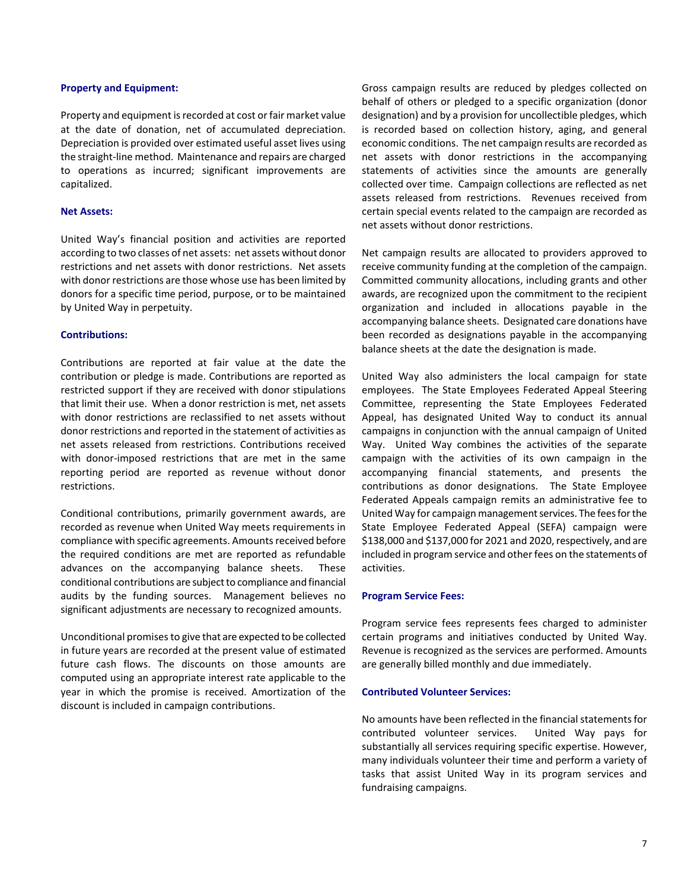### Property and Equipment:

Property and equipment is recorded at cost or fair market value at the date of donation, net of accumulated depreciation. Depreciation is provided over estimated useful asset lives using the straight-line method. Maintenance and repairs are charged to operations as incurred; significant improvements are capitalized.

### Net Assets:

United Way's financial position and activities are reported according to two classes of net assets: net assets without donor restrictions and net assets with donor restrictions. Net assets with donor restrictions are those whose use has been limited by donors for a specific time period, purpose, or to be maintained by United Way in perpetuity.

### Contributions:

Contributions are reported at fair value at the date the contribution or pledge is made. Contributions are reported as restricted support if they are received with donor stipulations that limit their use. When a donor restriction is met, net assets with donor restrictions are reclassified to net assets without donor restrictions and reported in the statement of activities as net assets released from restrictions. Contributions received with donor-imposed restrictions that are met in the same reporting period are reported as revenue without donor restrictions.

Conditional contributions, primarily government awards, are recorded as revenue when United Way meets requirements in compliance with specific agreements. Amounts received before the required conditions are met are reported as refundable advances on the accompanying balance sheets. These conditional contributions are subject to compliance and financial audits by the funding sources. Management believes no significant adjustments are necessary to recognized amounts.

Unconditional promises to give that are expected to be collected in future years are recorded at the present value of estimated future cash flows. The discounts on those amounts are computed using an appropriate interest rate applicable to the year in which the promise is received. Amortization of the discount is included in campaign contributions.

Gross campaign results are reduced by pledges collected on behalf of others or pledged to a specific organization (donor designation) and by a provision for uncollectible pledges, which is recorded based on collection history, aging, and general economic conditions. The net campaign results are recorded as net assets with donor restrictions in the accompanying statements of activities since the amounts are generally collected over time. Campaign collections are reflected as net assets released from restrictions. Revenues received from certain special events related to the campaign are recorded as net assets without donor restrictions.

Net campaign results are allocated to providers approved to receive community funding at the completion of the campaign. Committed community allocations, including grants and other awards, are recognized upon the commitment to the recipient organization and included in allocations payable in the accompanying balance sheets. Designated care donations have been recorded as designations payable in the accompanying balance sheets at the date the designation is made.

United Way also administers the local campaign for state employees. The State Employees Federated Appeal Steering Committee, representing the State Employees Federated Appeal, has designated United Way to conduct its annual campaigns in conjunction with the annual campaign of United Way. United Way combines the activities of the separate campaign with the activities of its own campaign in the accompanying financial statements, and presents the contributions as donor designations. The State Employee Federated Appeals campaign remits an administrative fee to United Way for campaign management services. The fees for the State Employee Federated Appeal (SEFA) campaign were $138,000 and $137,000 for 2021 and 2020, respectively, and are included in program service and other fees on the statements of activities.

### Program Service Fees:

Program service fees represents fees charged to administer certain programs and initiatives conducted by United Way. Revenue is recognized as the services are performed. Amounts are generally billed monthly and due immediately.

### Contributed Volunteer Services:

No amounts have been reflected in the financial statements for contributed volunteer services. United Way pays for substantially all services requiring specific expertise. However, many individuals volunteer their time and perform a variety of tasks that assist United Way in its program services and fundraising campaigns.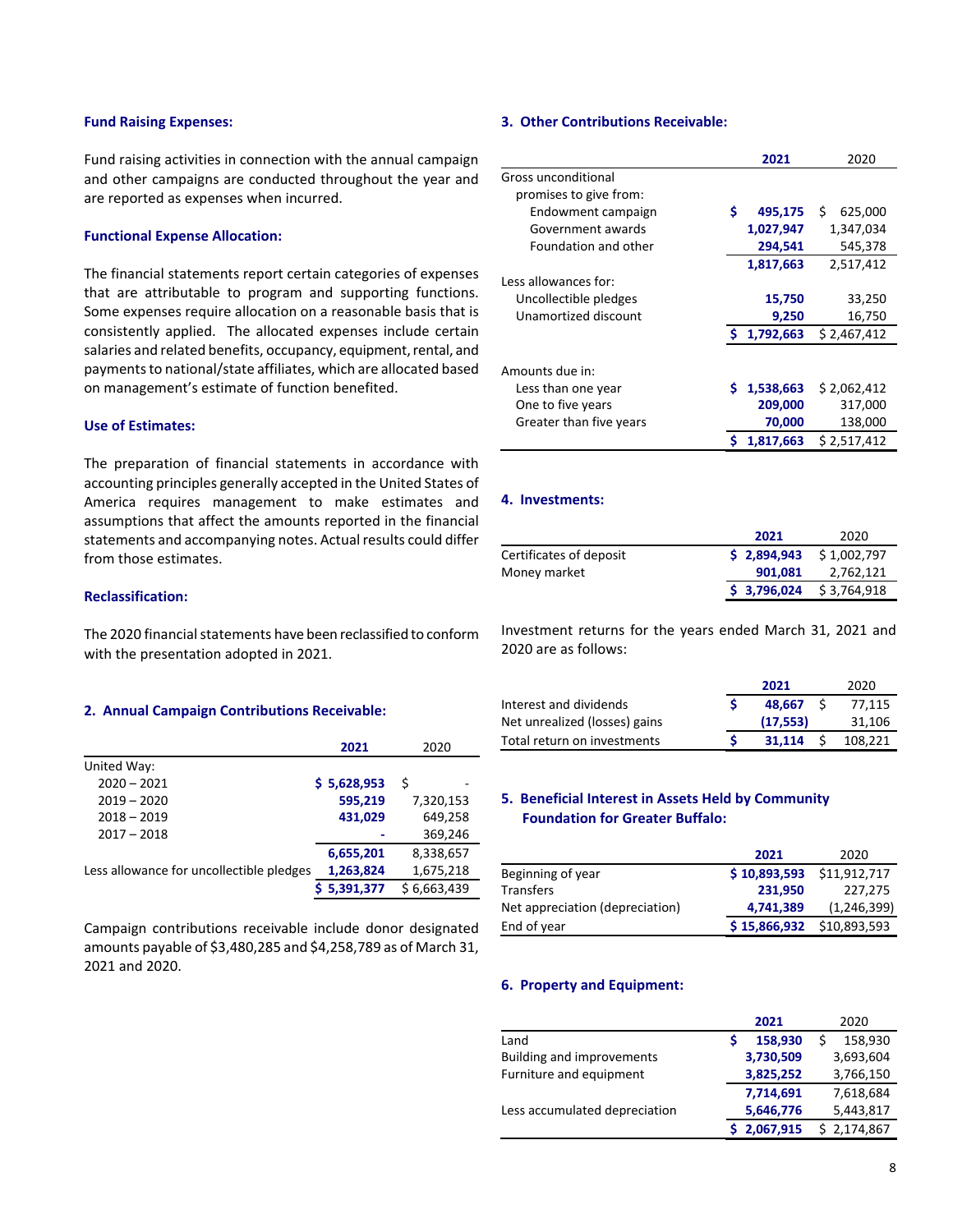### Fund Raising Expenses:

Fund raising activities in connection with the annual campaign and other campaigns are conducted throughout the year and are reported as expenses when incurred.

### Functional Expense Allocation:

The financial statements report certain categories of expenses that are attributable to program and supporting functions. Some expenses require allocation on a reasonable basis that is consistently applied. The allocated expenses include certain salaries and related benefits, occupancy, equipment, rental, and payments to national/state affiliates, which are allocated based on management's estimate of function benefited.

### Use of Estimates:

The preparation of financial statements in accordance with accounting principles generally accepted in the United States of America requires management to make estimates and assumptions that affect the amounts reported in the financial statements and accompanying notes. Actual results could differ from those estimates.

### Reclassification:

The 2020 financial statements have been reclassified to conform with the presentation adopted in 2021.

## 2. Annual Campaign Contributions Receivable:

| | 2021 | 2020 |
|---|---|---|
| United Way: | | |
| 2020 – 2021 | $ 5,628,953 | $ - |
| 2019 – 2020 | 595,219 | 7,320,153 |
| 2018 – 2019 | 431,029 | 649,258 |
| 2017 – 2018 | - | 369,246 |
| | 6,655,201 | 8,338,657 |
| Less allowance for uncollectible pledges | 1,263,824 | 1,675,218 |
| | $ 5,391,377 | $ 6,663,439 |

Campaign contributions receivable include donor designated amounts payable of $3,480,285 and $4,258,789 as of March 31, 2021 and 2020.

## 3. Other Contributions Receivable:

| | 2021 | 2020 |
|---|---|---|
| Gross unconditional promises to give from: | | |
| Endowment campaign | $ 495,175 | $ 625,000 |
| Government awards | 1,027,947 | 1,347,034 |
| Foundation and other | 294,541 | 545,378 |
| | 1,817,663 | 2,517,412 |
| Less allowances for: | | |
| Uncollectible pledges | 15,750 | 33,250 |
| Unamortized discount | 9,250 | 16,750 |
| | $ 1,792,663 | $ 2,467,412 |
| Amounts due in: | | |
| Less than one year | $ 1,538,663 | $ 2,062,412 |
| One to five years | 209,000 | 317,000 |
| Greater than five years | 70,000 | 138,000 |
| | $ 1,817,663 | $ 2,517,412 |

## 4. Investments:

| | 2021 | 2020 |
|---|---|---|
| Certificates of deposit | $ 2,894,943 | $ 1,002,797 |
| Money market | 901,081 | 2,762,121 |
| | $ 3,796,024 | $ 3,764,918 |

Investment returns for the years ended March 31, 2021 and 2020 are as follows:

| | 2021 | 2020 |
|---|---|---|
| Interest and dividends | $ 48,667 | $ 77,115 |
| Net unrealized (losses) gains | (17,553) | 31,106 |
| Total return on investments | $ 31,114 | $ 108,221 |

## 5. Beneficial Interest in Assets Held by Community Foundation for Greater Buffalo:

| | 2021 | 2020 |
|---|---|---|
| Beginning of year | $ 10,893,593 | $11,912,717 |
| Transfers | 231,950 | 227,275 |
| Net appreciation (depreciation) | 4,741,389 | (1,246,399) |
| End of year | $ 15,866,932 | $10,893,593 |

## 6. Property and Equipment:

| | 2021 | 2020 |
|---|---|---|
| Land | $ 158,930 | $ 158,930 |
| Building and improvements | 3,730,509 | 3,693,604 |
| Furniture and equipment | 3,825,252 | 3,766,150 |
| | 7,714,691 | 7,618,684 |
| Less accumulated depreciation | 5,646,776 | 5,443,817 |
| | $ 2,067,915 | $ 2,174,867 |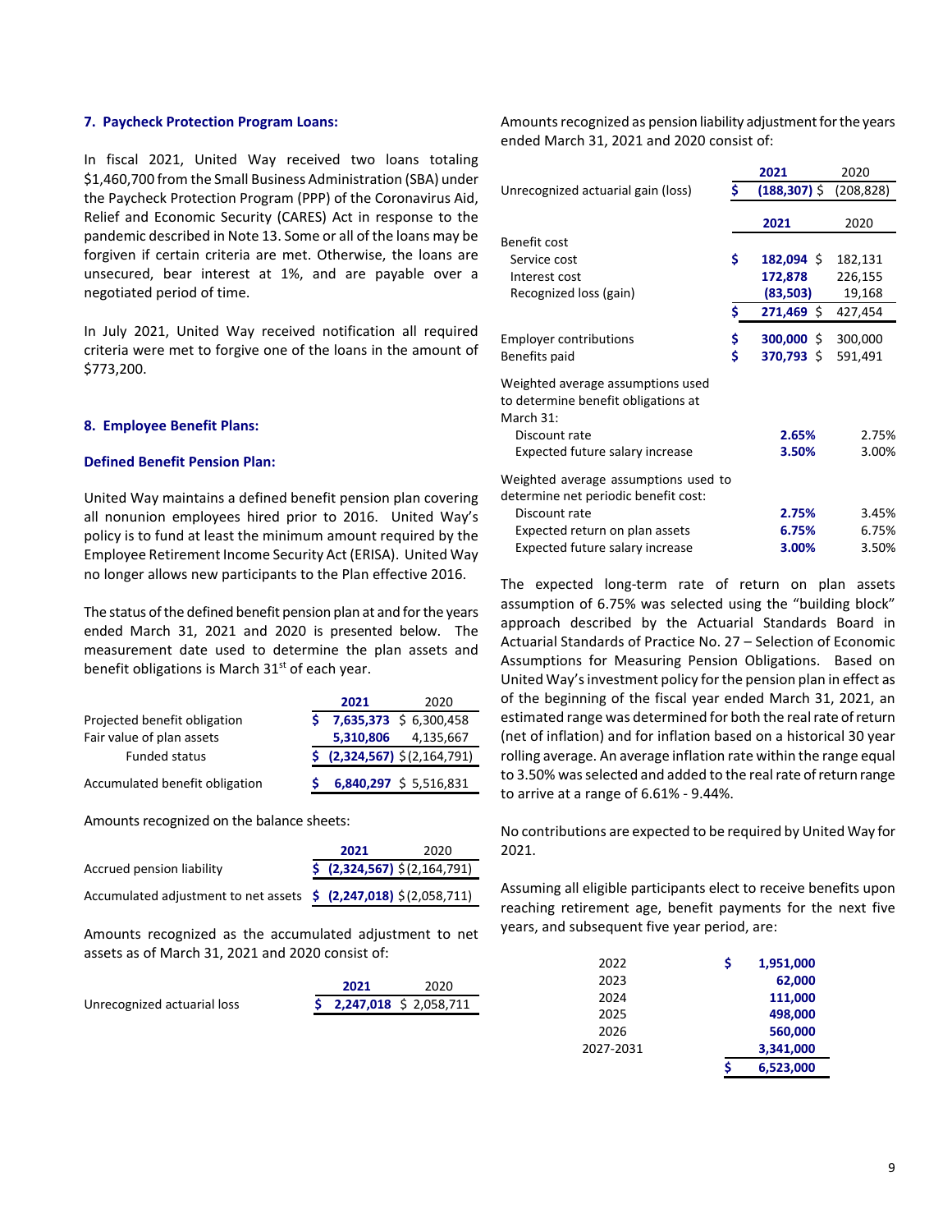### 7. Paycheck Protection Program Loans:

In fiscal 2021, United Way received two loans totaling $1,460,700 from the Small Business Administration (SBA) under the Paycheck Protection Program (PPP) of the Coronavirus Aid, Relief and Economic Security (CARES) Act in response to the pandemic described in Note 13. Some or all of the loans may be forgiven if certain criteria are met. Otherwise, the loans are unsecured, bear interest at 1%, and are payable over a negotiated period of time.

In July 2021, United Way received notification all required criteria were met to forgive one of the loans in the amount of $773,200.

### 8. Employee Benefit Plans:

#### Defined Benefit Pension Plan:

United Way maintains a defined benefit pension plan covering all nonunion employees hired prior to 2016. United Way's policy is to fund at least the minimum amount required by the Employee Retirement Income Security Act (ERISA). United Way no longer allows new participants to the Plan effective 2016.

The status of the defined benefit pension plan at and for the years ended March 31, 2021 and 2020 is presented below. The measurement date used to determine the plan assets and benefit obligations is March 31st of each year.

| | 2021 | 2020 |
|---|---|---|
| Projected benefit obligation | $ 7,635,373 | $ 6,300,458 |
| Fair value of plan assets | 5,310,806 | 4,135,667 |
| Funded status | $ (2,324,567) | $ (2,164,791) |
| Accumulated benefit obligation | $ 6,840,297 | $ 5,516,831 |

Amounts recognized on the balance sheets:

| | 2021 | 2020 |
|---|---|---|
| Accrued pension liability | $ (2,324,567) | $ (2,164,791) |
| Accumulated adjustment to net assets | $ (2,247,018) | $ (2,058,711) |

Amounts recognized as the accumulated adjustment to net assets as of March 31, 2021 and 2020 consist of:

| | 2021 | 2020 |
|---|---|---|
| Unrecognized actuarial loss | $ 2,247,018 | $ 2,058,711 |

Amounts recognized as pension liability adjustment for the years ended March 31, 2021 and 2020 consist of:

| | 2021 | 2020 |
|---|---|---|
| Unrecognized actuarial gain (loss) | $ (188,307) | $ (208,828) |

| | 2021 | 2020 |
|---|---|---|
| Benefit cost | | |
| Service cost | $ 182,094 | $ 182,131 |
| Interest cost | 172,878 | 226,155 |
| Recognized loss (gain) | (83,503) | 19,168 |
| | $ 271,469 | $ 427,454 |
| Employer contributions | $ 300,000 | $ 300,000 |
| Benefits paid | $ 370,793 | $ 591,491 |
| Weighted average assumptions used to determine benefit obligations at March 31: | | |
| Discount rate | 2.65% | 2.75% |
| Expected future salary increase | 3.50% | 3.00% |
| Weighted average assumptions used to determine net periodic benefit cost: | | |
| Discount rate | 2.75% | 3.45% |
| Expected return on plan assets | 6.75% | 6.75% |
| Expected future salary increase | 3.00% | 3.50% |

The expected long-term rate of return on plan assets assumption of 6.75% was selected using the "building block" approach described by the Actuarial Standards Board in Actuarial Standards of Practice No. 27 – Selection of Economic Assumptions for Measuring Pension Obligations. Based on United Way's investment policy for the pension plan in effect as of the beginning of the fiscal year ended March 31, 2021, an estimated range was determined for both the real rate of return (net of inflation) and for inflation based on a historical 30 year rolling average. An average inflation rate within the range equal to 3.50% was selected and added to the real rate of return range to arrive at a range of 6.61% - 9.44%.

No contributions are expected to be required by United Way for 2021.

Assuming all eligible participants elect to receive benefits upon reaching retirement age, benefit payments for the next five years, and subsequent five year period, are:

| | |
|---|---|
| 2022 | $ 1,951,000 |
| 2023 | 62,000 |
| 2024 | 111,000 |
| 2025 | 498,000 |
| 2026 | 560,000 |
| 2027-2031 | 3,341,000 |
| | $ 6,523,000 |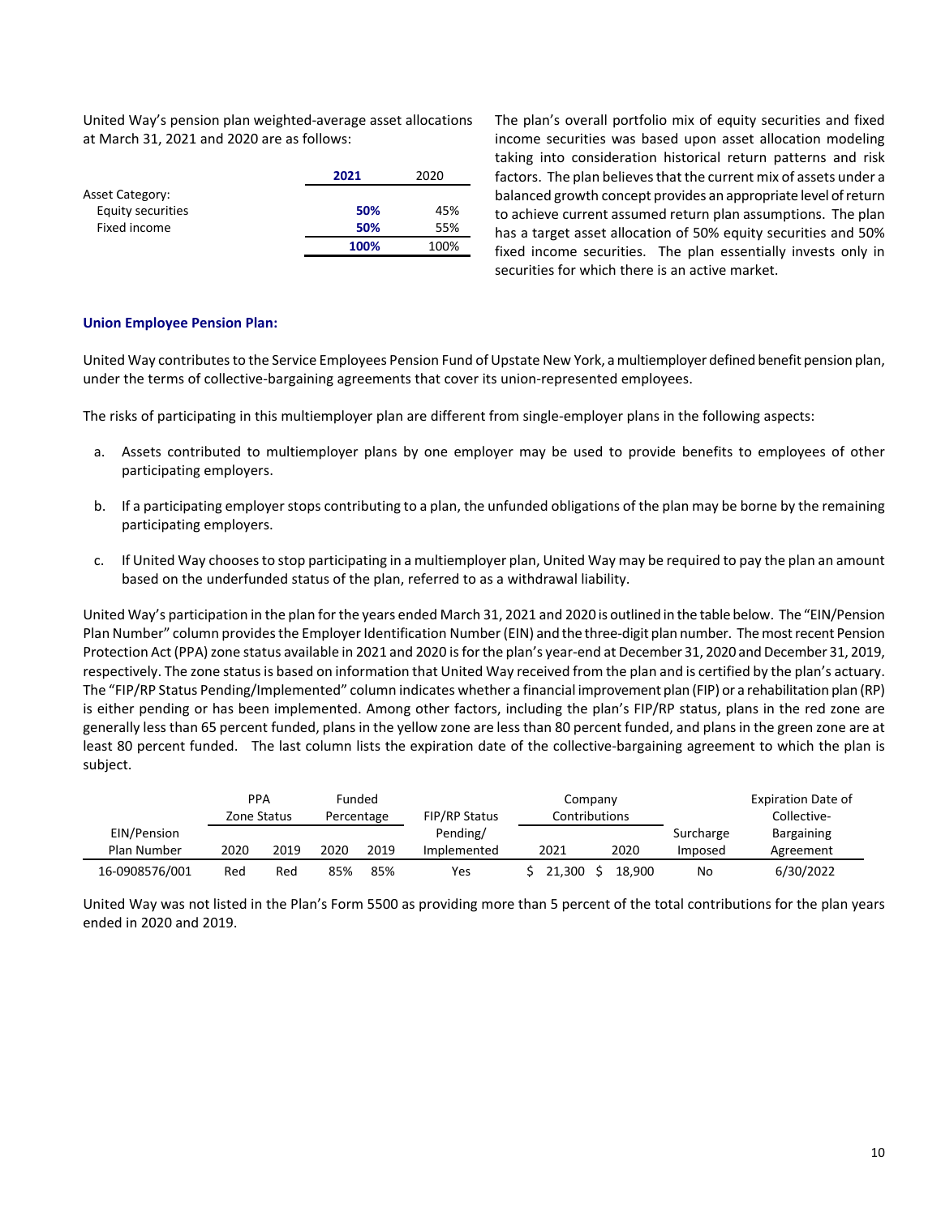United Way's pension plan weighted-average asset allocations at March 31, 2021 and 2020 are as follows:

| | **2021** | 2020 |
|---|---|---|
| Asset Category: | | |
| Equity securities | **50%** | 45% |
| Fixed income | **50%** | 55% |
| | **100%** | 100% |

The plan's overall portfolio mix of equity securities and fixed income securities was based upon asset allocation modeling taking into consideration historical return patterns and risk factors. The plan believes that the current mix of assets under a balanced growth concept provides an appropriate level of return to achieve current assumed return plan assumptions. The plan has a target asset allocation of 50% equity securities and 50% fixed income securities. The plan essentially invests only in securities for which there is an active market.

**Union Employee Pension Plan:**

United Way contributes to the Service Employees Pension Fund of Upstate New York, a multiemployer defined benefit pension plan, under the terms of collective-bargaining agreements that cover its union-represented employees.

The risks of participating in this multiemployer plan are different from single-employer plans in the following aspects:

a. Assets contributed to multiemployer plans by one employer may be used to provide benefits to employees of other participating employers.

b. If a participating employer stops contributing to a plan, the unfunded obligations of the plan may be borne by the remaining participating employers.

c. If United Way chooses to stop participating in a multiemployer plan, United Way may be required to pay the plan an amount based on the underfunded status of the plan, referred to as a withdrawal liability.

United Way's participation in the plan for the years ended March 31, 2021 and 2020 is outlined in the table below. The "EIN/Pension Plan Number" column provides the Employer Identification Number (EIN) and the three-digit plan number. The most recent Pension Protection Act (PPA) zone status available in 2021 and 2020 is for the plan's year-end at December 31, 2020 and December 31, 2019, respectively. The zone status is based on information that United Way received from the plan and is certified by the plan's actuary. The "FIP/RP Status Pending/Implemented" column indicates whether a financial improvement plan (FIP) or a rehabilitation plan (RP) is either pending or has been implemented. Among other factors, including the plan's FIP/RP status, plans in the red zone are generally less than 65 percent funded, plans in the yellow zone are less than 80 percent funded, and plans in the green zone are at least 80 percent funded. The last column lists the expiration date of the collective-bargaining agreement to which the plan is subject.

| EIN/Pension Plan Number | PPA Zone Status | | Funded Percentage | | FIP/RP Status Pending/ Implemented | Company Contributions | | Surcharge Imposed | Expiration Date of Collective-Bargaining Agreement |
|---|---|---|---|---|---|---|---|---|---|
| | 2020 | 2019 | 2020 | 2019 | | 2021 | 2020 | | |
| 16-0908576/001 | Red | Red | 85% | 85% | Yes | $ 21,300 | $ 18,900 | No | 6/30/2022 |

United Way was not listed in the Plan's Form 5500 as providing more than 5 percent of the total contributions for the plan years ended in 2020 and 2019.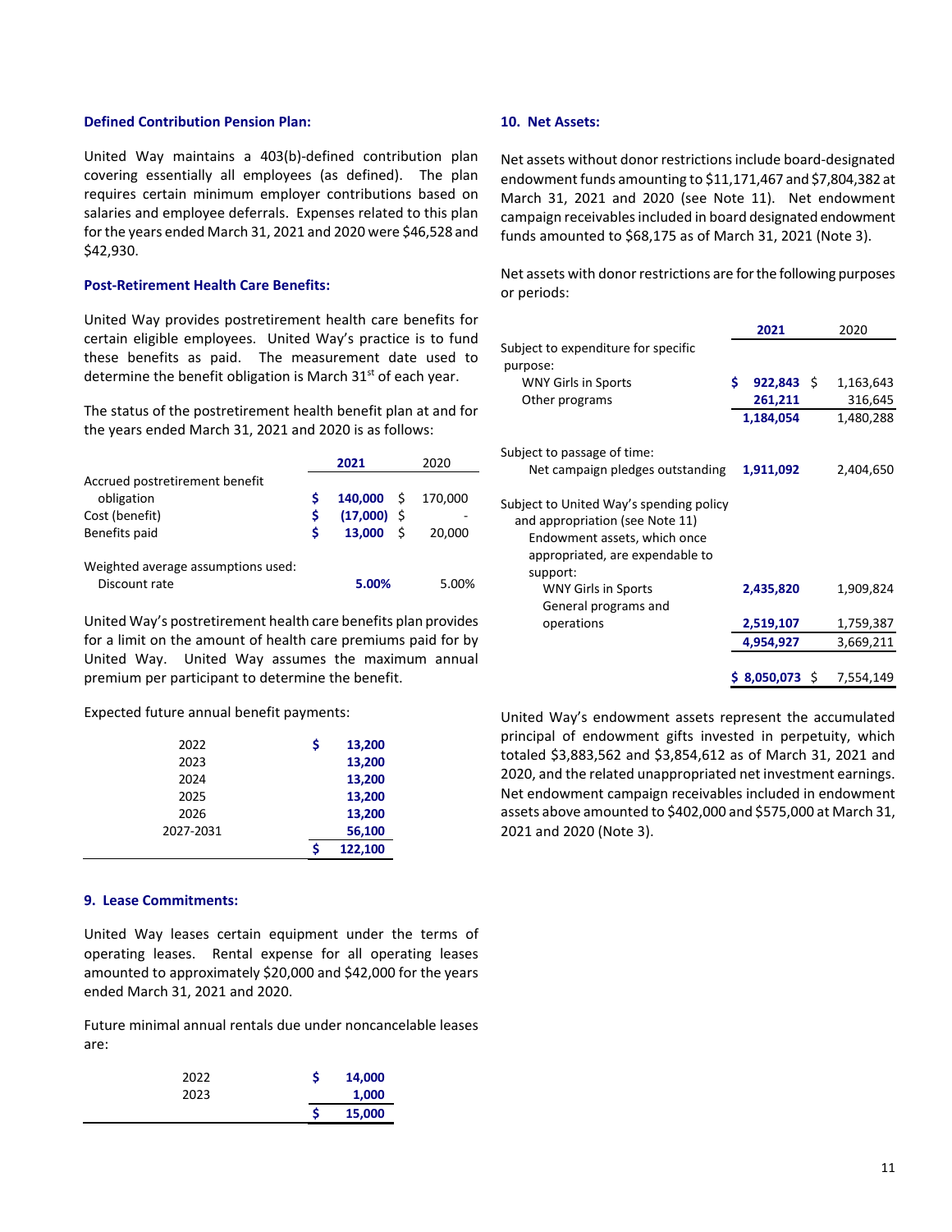### Defined Contribution Pension Plan:

United Way maintains a 403(b)-defined contribution plan covering essentially all employees (as defined). The plan requires certain minimum employer contributions based on salaries and employee deferrals. Expenses related to this plan for the years ended March 31, 2021 and 2020 were $46,528 and $42,930.

### Post-Retirement Health Care Benefits:

United Way provides postretirement health care benefits for certain eligible employees. United Way's practice is to fund these benefits as paid. The measurement date used to determine the benefit obligation is March 31st of each year.

The status of the postretirement health benefit plan at and for the years ended March 31, 2021 and 2020 is as follows:

| | **2021** | 2020 |
|---|---|---|
| Accrued postretirement benefit obligation | **$ 140,000** | $ 170,000 |
| Cost (benefit) | **$ (17,000)** | $ - |
| Benefits paid | **$ 13,000** | $ 20,000 |
| Weighted average assumptions used: | | |
| Discount rate | **5.00%** | 5.00% |

United Way's postretirement health care benefits plan provides for a limit on the amount of health care premiums paid for by United Way. United Way assumes the maximum annual premium per participant to determine the benefit.

Expected future annual benefit payments:

| | |
|---|---|
| 2022 | **$ 13,200** |
| 2023 | **13,200** |
| 2024 | **13,200** |
| 2025 | **13,200** |
| 2026 | **13,200** |
| 2027-2031 | **56,100** |
| | **$ 122,100** |

## 9. Lease Commitments:

United Way leases certain equipment under the terms of operating leases. Rental expense for all operating leases amounted to approximately $20,000 and $42,000 for the years ended March 31, 2021 and 2020.

Future minimal annual rentals due under noncancelable leases are:

| | |
|---|---|
| 2022 | **$ 14,000** |
| 2023 | **1,000** |
| | **$ 15,000** |

## 10. Net Assets:

Net assets without donor restrictions include board-designated endowment funds amounting to $11,171,467 and $7,804,382 at March 31, 2021 and 2020 (see Note 11). Net endowment campaign receivables included in board designated endowment funds amounted to $68,175 as of March 31, 2021 (Note 3).

Net assets with donor restrictions are for the following purposes or periods:

| | **2021** | 2020 |
|---|---|---|
| Subject to expenditure for specific purpose: | | |
| WNY Girls in Sports | **$ 922,843** | $ 1,163,643 |
| Other programs | **261,211** | 316,645 |
| | **1,184,054** | 1,480,288 |
| Subject to passage of time: | | |
| Net campaign pledges outstanding | **1,911,092** | 2,404,650 |
| Subject to United Way's spending policy and appropriation (see Note 11) | | |
| Endowment assets, which once appropriated, are expendable to support: | | |
| WNY Girls in Sports | **2,435,820** | 1,909,824 |
| General programs and operations | **2,519,107** | 1,759,387 |
| | **4,954,927** | 3,669,211 |
| | **$ 8,050,073** | $ 7,554,149 |

United Way's endowment assets represent the accumulated principal of endowment gifts invested in perpetuity, which totaled $3,883,562 and $3,854,612 as of March 31, 2021 and 2020, and the related unappropriated net investment earnings. Net endowment campaign receivables included in endowment assets above amounted to $402,000 and $575,000 at March 31, 2021 and 2020 (Note 3).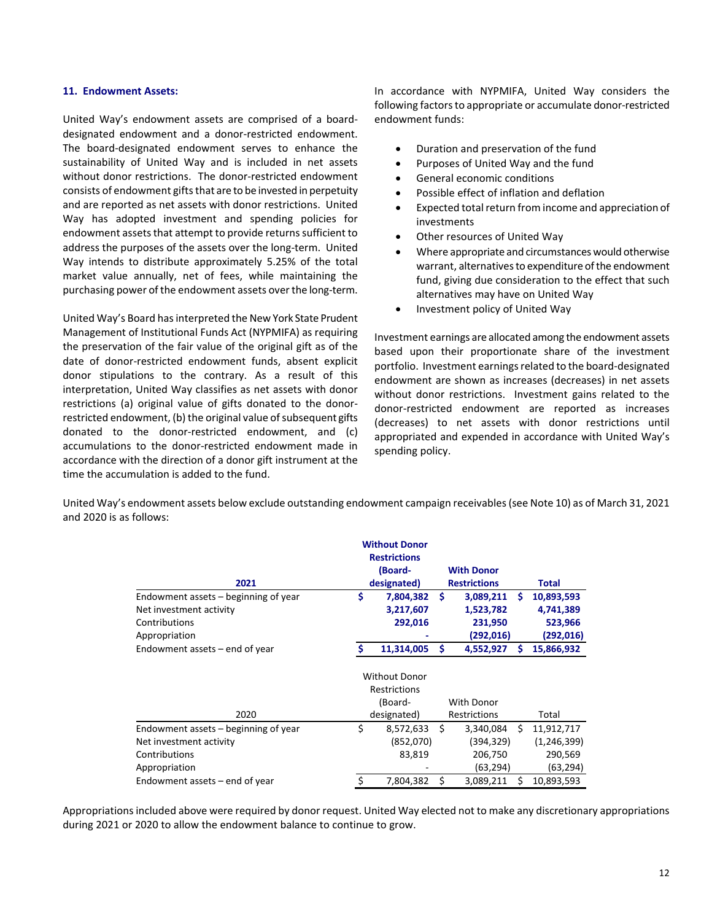### 11. Endowment Assets:

United Way's endowment assets are comprised of a board-designated endowment and a donor-restricted endowment. The board-designated endowment serves to enhance the sustainability of United Way and is included in net assets without donor restrictions. The donor-restricted endowment consists of endowment gifts that are to be invested in perpetuity and are reported as net assets with donor restrictions. United Way has adopted investment and spending policies for endowment assets that attempt to provide returns sufficient to address the purposes of the assets over the long-term. United Way intends to distribute approximately 5.25% of the total market value annually, net of fees, while maintaining the purchasing power of the endowment assets over the long-term.

United Way's Board has interpreted the New York State Prudent Management of Institutional Funds Act (NYPMIFA) as requiring the preservation of the fair value of the original gift as of the date of donor-restricted endowment funds, absent explicit donor stipulations to the contrary. As a result of this interpretation, United Way classifies as net assets with donor restrictions (a) original value of gifts donated to the donor-restricted endowment, (b) the original value of subsequent gifts donated to the donor-restricted endowment, and (c) accumulations to the donor-restricted endowment made in accordance with the direction of a donor gift instrument at the time the accumulation is added to the fund.

In accordance with NYPMIFA, United Way considers the following factors to appropriate or accumulate donor-restricted endowment funds:

- Duration and preservation of the fund
- Purposes of United Way and the fund
- General economic conditions
- Possible effect of inflation and deflation
- Expected total return from income and appreciation of investments
- Other resources of United Way
- Where appropriate and circumstances would otherwise warrant, alternatives to expenditure of the endowment fund, giving due consideration to the effect that such alternatives may have on United Way
- Investment policy of United Way

Investment earnings are allocated among the endowment assets based upon their proportionate share of the investment portfolio. Investment earnings related to the board-designated endowment are shown as increases (decreases) in net assets without donor restrictions. Investment gains related to the donor-restricted endowment are reported as increases (decreases) to net assets with donor restrictions until appropriated and expended in accordance with United Way's spending policy.

United Way's endowment assets below exclude outstanding endowment campaign receivables (see Note 10) as of March 31, 2021 and 2020 is as follows:

| **2021** | **Without Donor Restrictions (Board-designated)** | **With Donor Restrictions** | **Total** |
|---|---|---|---|
| Endowment assets – beginning of year | **$ 7,804,382** | **$ 3,089,211** | **$ 10,893,593** |
| Net investment activity | **3,217,607** | **1,523,782** | **4,741,389** |
| Contributions | **292,016** | **231,950** | **523,966** |
| Appropriation | **-** | **(292,016)** | **(292,016)** |
| Endowment assets – end of year | **$ 11,314,005** | **$ 4,552,927** | **$ 15,866,932** |

| 2020 | Without Donor Restrictions (Board-designated) | With Donor Restrictions | Total |
|---|---|---|---|
| Endowment assets – beginning of year | $ 8,572,633 | $ 3,340,084 | $ 11,912,717 |
| Net investment activity | (852,070) | (394,329) | (1,246,399) |
| Contributions | 83,819 | 206,750 | 290,569 |
| Appropriation | - | (63,294) | (63,294) |
| Endowment assets – end of year | $ 7,804,382 | $ 3,089,211 | $ 10,893,593 |

Appropriations included above were required by donor request. United Way elected not to make any discretionary appropriations during 2021 or 2020 to allow the endowment balance to continue to grow.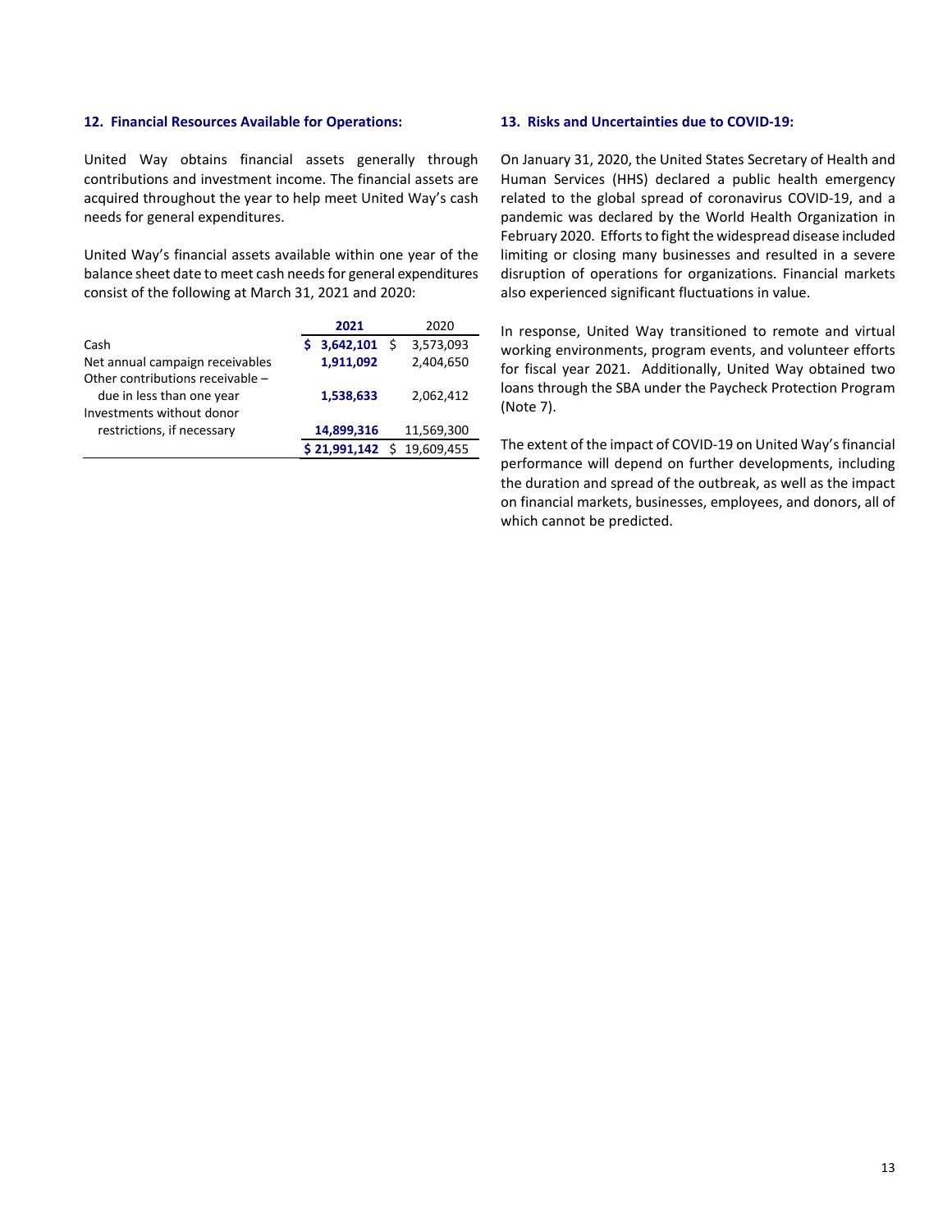## 12. Financial Resources Available for Operations:

United Way obtains financial assets generally through contributions and investment income. The financial assets are acquired throughout the year to help meet United Way's cash needs for general expenditures.

United Way's financial assets available within one year of the balance sheet date to meet cash needs for general expenditures consist of the following at March 31, 2021 and 2020:

| | 2021 | 2020 |
|---|---|---|
| Cash | $ 3,642,101 | $ 3,573,093 |
| Net annual campaign receivables | 1,911,092 | 2,404,650 |
| Other contributions receivable – due in less than one year | 1,538,633 | 2,062,412 |
| Investments without donor restrictions, if necessary | 14,899,316 | 11,569,300 |
| | $ 21,991,142 | $ 19,609,455 |

## 13. Risks and Uncertainties due to COVID-19:

On January 31, 2020, the United States Secretary of Health and Human Services (HHS) declared a public health emergency related to the global spread of coronavirus COVID-19, and a pandemic was declared by the World Health Organization in February 2020. Efforts to fight the widespread disease included limiting or closing many businesses and resulted in a severe disruption of operations for organizations. Financial markets also experienced significant fluctuations in value.

In response, United Way transitioned to remote and virtual working environments, program events, and volunteer efforts for fiscal year 2021. Additionally, United Way obtained two loans through the SBA under the Paycheck Protection Program (Note 7).

The extent of the impact of COVID-19 on United Way's financial performance will depend on further developments, including the duration and spread of the outbreak, as well as the impact on financial markets, businesses, employees, and donors, all of which cannot be predicted.